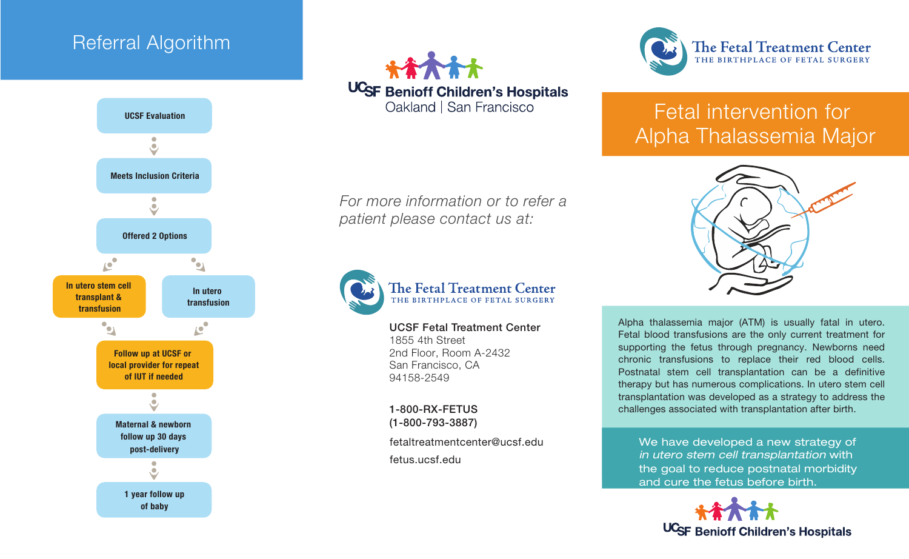## Referral Algorithm

- UCSF Evaluation
- Meets Inclusion Criteria
- Offered 2 Options
  - In utero stem cell transplant & transfusion
  - In utero transfusion
- Follow up at UCSF or local provider for repeat of IUT if needed
- Maternal & newborn follow up 30 days post-delivery
- 1 year follow up of baby

**UCSF Benioff Children's Hospitals**
Oakland | San Francisco

*For more information or to refer a patient please contact us at:*

**The Fetal Treatment Center**
THE BIRTHPLACE OF FETAL SURGERY

**UCSF Fetal Treatment Center**
1855 4th Street
2nd Floor, Room A-2432
San Francisco, CA
94158-2549

**1-800-RX-FETUS**
**(1-800-793-3887)**

fetaltreatmentcenter@ucsf.edu

fetus.ucsf.edu

**The Fetal Treatment Center**
THE BIRTHPLACE OF FETAL SURGERY

# Fetal intervention for Alpha Thalassemia Major

Alpha thalassemia major (ATM) is usually fatal in utero. Fetal blood transfusions are the only current treatment for supporting the fetus through pregnancy. Newborns need chronic transfusions to replace their red blood cells. Postnatal stem cell transplantation can be a definitive therapy but has numerous complications. In utero stem cell transplantation was developed as a strategy to address the challenges associated with transplantation after birth.

We have developed a new strategy of *in utero stem cell transplantation* with the goal to reduce postnatal morbidity and cure the fetus before birth.

**UCSF Benioff Children's Hospitals**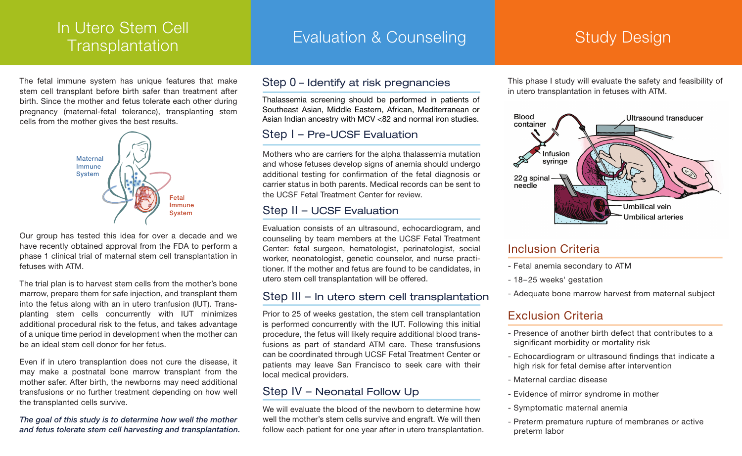## In Utero Stem Cell Transplantation

The fetal immune system has unique features that make stem cell transplant before birth safer than treatment after birth. Since the mother and fetus tolerate each other during pregnancy (maternal-fetal tolerance), transplanting stem cells from the mother gives the best results.

Maternal Immune System

Fetal Immune System

Our group has tested this idea for over a decade and we have recently obtained approval from the FDA to perform a phase 1 clinical trial of maternal stem cell transplantation in fetuses with ATM.

The trial plan is to harvest stem cells from the mother's bone marrow, prepare them for safe injection, and transplant them into the fetus along with an in utero tranfusion (IUT). Transplanting stem cells concurrently with IUT minimizes additional procedural risk to the fetus, and takes advantage of a unique time period in development when the mother can be an ideal stem cell donor for her fetus.

Even if in utero transplantion does not cure the disease, it may make a postnatal bone marrow transplant from the mother safer. After birth, the newborns may need additional transfusions or no further treatment depending on how well the transplanted cells survive.

*The goal of this study is to determine how well the mother and fetus tolerate stem cell harvesting and transplantation.*

## Evaluation & Counseling

### Step 0 – Identify at risk pregnancies

Thalassemia screening should be performed in patients of Southeast Asian, Middle Eastern, African, Mediterranean or Asian Indian ancestry with MCV <82 and normal iron studies.

### Step I – Pre-UCSF Evaluation

Mothers who are carriers for the alpha thalassemia mutation and whose fetuses develop signs of anemia should undergo additional testing for confirmation of the fetal diagnosis or carrier status in both parents. Medical records can be sent to the UCSF Fetal Treatment Center for review.

### Step II – UCSF Evaluation

Evaluation consists of an ultrasound, echocardiogram, and counseling by team members at the UCSF Fetal Treatment Center: fetal surgeon, hematologist, perinatologist, social worker, neonatologist, genetic counselor, and nurse practitioner. If the mother and fetus are found to be candidates, in utero stem cell transplantation will be offered.

### Step III – In utero stem cell transplantation

Prior to 25 of weeks gestation, the stem cell transplantation is performed concurrently with the IUT. Following this initial procedure, the fetus will likely require additional blood transfusions as part of standard ATM care. These transfusions can be coordinated through UCSF Fetal Treatment Center or patients may leave San Francisco to seek care with their local medical providers.

### Step IV – Neonatal Follow Up

We will evaluate the blood of the newborn to determine how well the mother's stem cells survive and engraft. We will then follow each patient for one year after in utero transplantation.

## Study Design

This phase I study will evaluate the safety and feasibility of in utero transplantation in fetuses with ATM.

Blood container

Infusion syringe

22g spinal needle

Ultrasound transducer

Umbilical vein

Umbilical arteries

### Inclusion Criteria

- Fetal anemia secondary to ATM
- 18–25 weeks' gestation
- Adequate bone marrow harvest from maternal subject

### Exclusion Criteria

- Presence of another birth defect that contributes to a significant morbidity or mortality risk
- Echocardiogram or ultrasound findings that indicate a high risk for fetal demise after intervention
- Maternal cardiac disease
- Evidence of mirror syndrome in mother
- Symptomatic maternal anemia
- Preterm premature rupture of membranes or active preterm labor